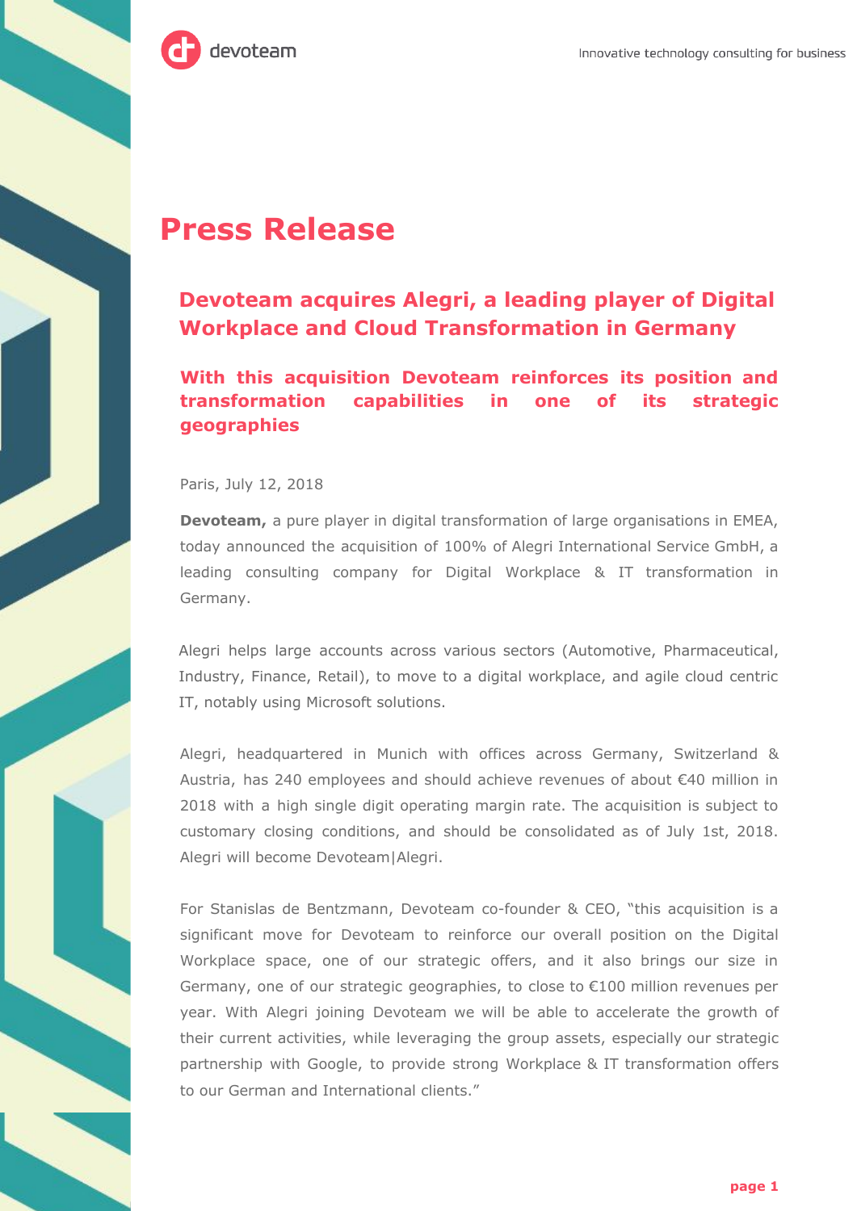# Press Release

## Devoteam acquires Alegri, a leading player of Digital Workplace and Cloud Transformation in Germany

### With this acquisition Devoteam reinforces its position and transformation capabilities in one of its strategic geographies

Paris, July 12, 2018

**Devoteam,** a pure player in digital transformation of large organisations in EMEA, today announced the acquisition of 100% of Alegri International Service GmbH, a leading consulting company for Digital Workplace & IT transformation in Germany.

Alegri helps large accounts across various sectors (Automotive, Pharmaceutical, Industry, Finance, Retail), to move to a digital workplace, and agile cloud centric IT, notably using Microsoft solutions.

Alegri, headquartered in Munich with offices across Germany, Switzerland & Austria, has 240 employees and should achieve revenues of about €40 million in 2018 with a high single digit operating margin rate. The acquisition is subject to customary closing conditions, and should be consolidated as of July 1st, 2018. Alegri will become Devoteam|Alegri.

For Stanislas de Bentzmann, Devoteam co-founder & CEO, "this acquisition is a significant move for Devoteam to reinforce our overall position on the Digital Workplace space, one of our strategic offers, and it also brings our size in Germany, one of our strategic geographies, to close to €100 million revenues per year. With Alegri joining Devoteam we will be able to accelerate the growth of their current activities, while leveraging the group assets, especially our strategic partnership with Google, to provide strong Workplace & IT transformation offers to our German and International clients."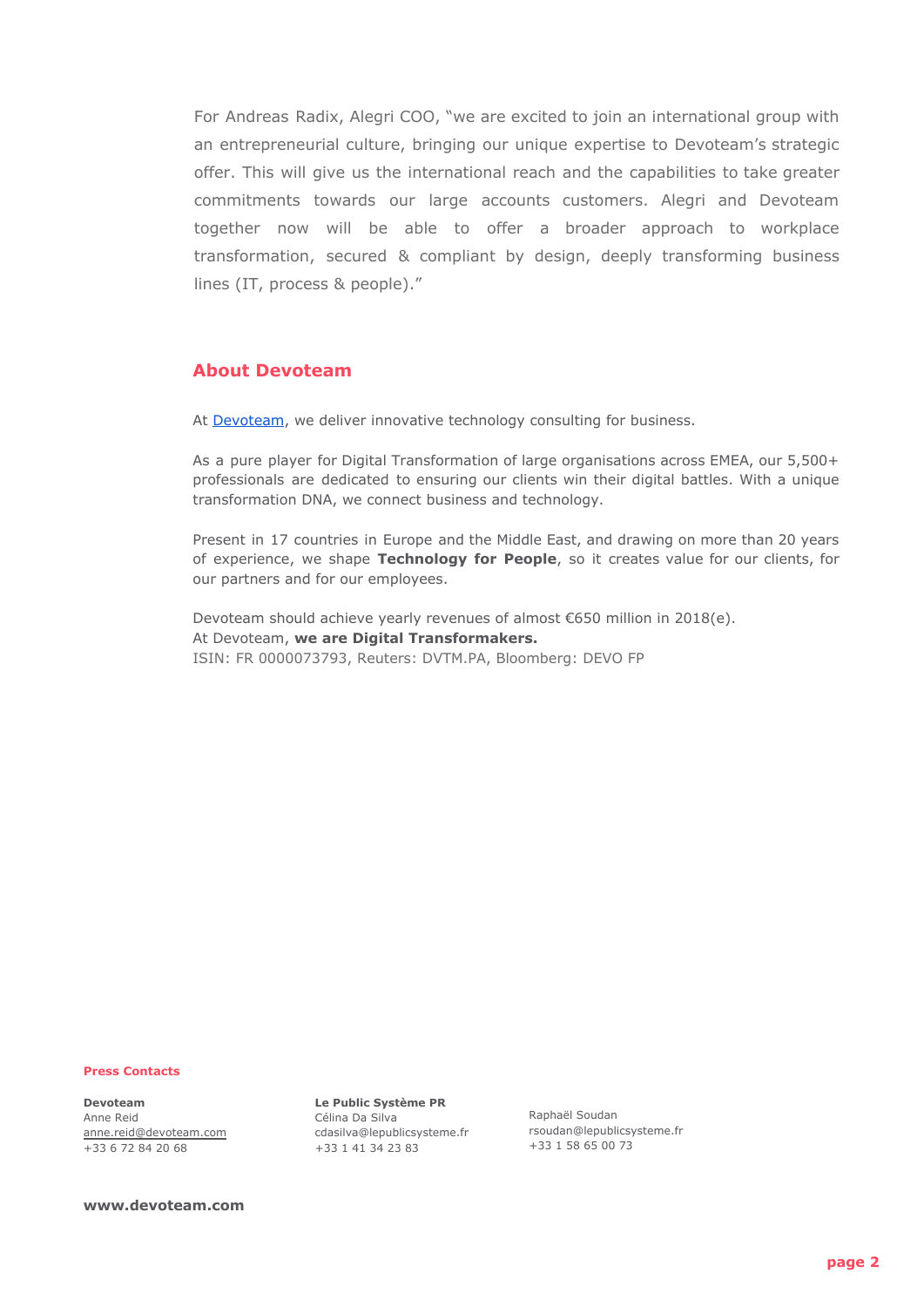For Andreas Radix, Alegri COO, "we are excited to join an international group with an entrepreneurial culture, bringing our unique expertise to Devoteam's strategic offer. This will give us the international reach and the capabilities to take greater commitments towards our large accounts customers. Alegri and Devoteam together now will be able to offer a broader approach to workplace transformation, secured & compliant by design, deeply transforming business lines (IT, process & people)."

## About Devoteam

At Devoteam, we deliver innovative technology consulting for business.

As a pure player for Digital Transformation of large organisations across EMEA, our 5,500+ professionals are dedicated to ensuring our clients win their digital battles. With a unique transformation DNA, we connect business and technology.

Present in 17 countries in Europe and the Middle East, and drawing on more than 20 years of experience, we shape **Technology for People**, so it creates value for our clients, for our partners and for our employees.

Devoteam should achieve yearly revenues of almost €650 million in 2018(e).
At Devoteam, **we are Digital Transformakers.**
ISIN: FR 0000073793, Reuters: DVTM.PA, Bloomberg: DEVO FP

**Press Contacts**

**Devoteam**
Anne Reid
anne.reid@devoteam.com
+33 6 72 84 20 68

**Le Public Système PR**
Célina Da Silva
cdasilva@lepublicsysteme.fr
+33 1 41 34 23 83

Raphaël Soudan
rsoudan@lepublicsysteme.fr
+33 1 58 65 00 73

**www.devoteam.com**